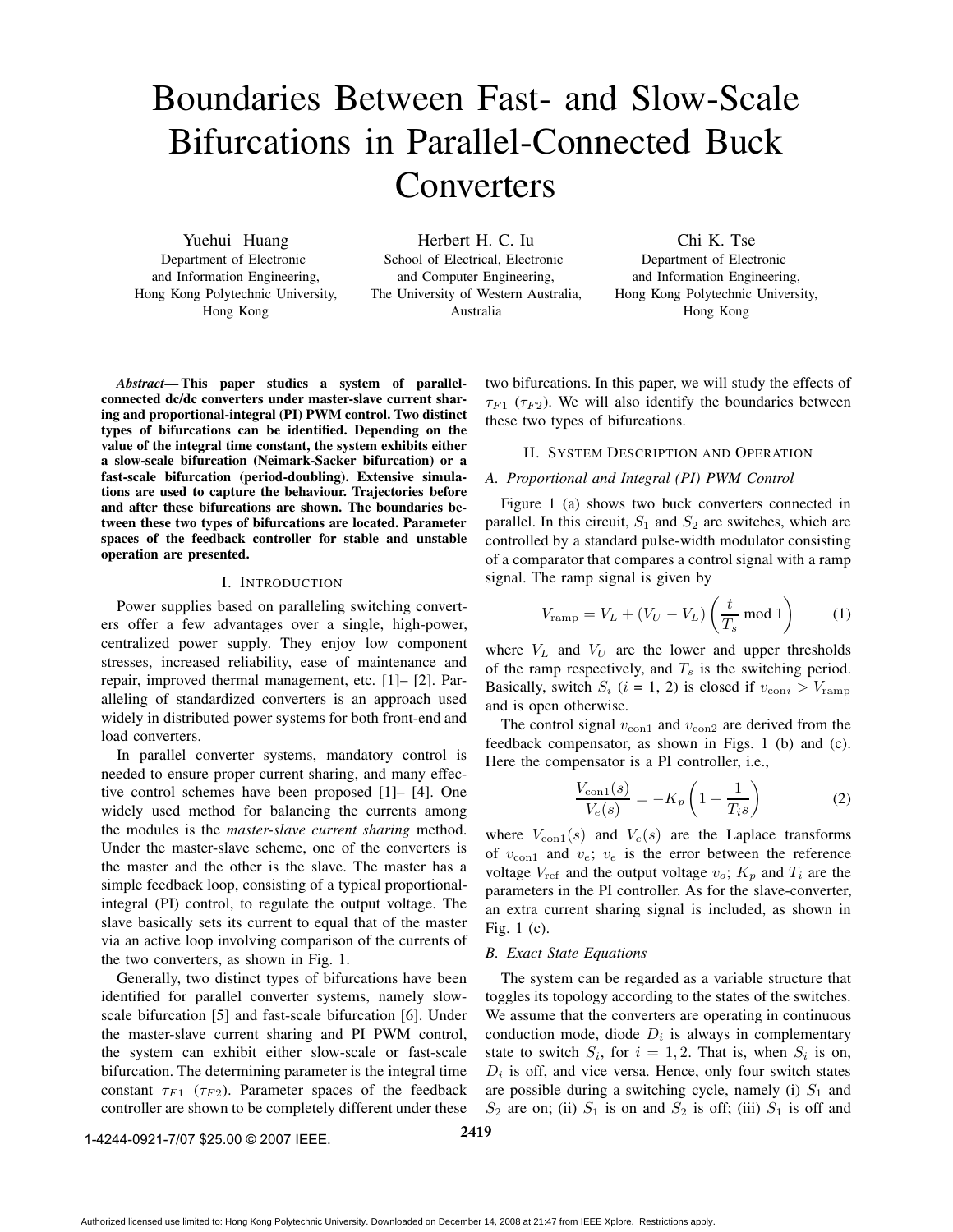# Boundaries Between Fast- and Slow-Scale Bifurcations in Parallel-Connected Buck Converters

Yuehui Huang
Department of Electronic and Information Engineering,
Hong Kong Polytechnic University,
Hong Kong

Herbert H. C. Iu
School of Electrical, Electronic and Computer Engineering,
The University of Western Australia,
Australia

Chi K. Tse
Department of Electronic and Information Engineering,
Hong Kong Polytechnic University,
Hong Kong

***Abstract*— This paper studies a system of parallel-connected dc/dc converters under master-slave current sharing and proportional-integral (PI) PWM control. Two distinct types of bifurcations can be identified. Depending on the value of the integral time constant, the system exhibits either a slow-scale bifurcation (Neimark-Sacker bifurcation) or a fast-scale bifurcation (period-doubling). Extensive simulations are used to capture the behaviour. Trajectories before and after these bifurcations are shown. The boundaries between these two types of bifurcations are located. Parameter spaces of the feedback controller for stable and unstable operation are presented.**

## I. Introduction

Power supplies based on paralleling switching converters offer a few advantages over a single, high-power, centralized power supply. They enjoy low component stresses, increased reliability, ease of maintenance and repair, improved thermal management, etc. [1]– [2]. Paralleling of standardized converters is an approach used widely in distributed power systems for both front-end and load converters.

In parallel converter systems, mandatory control is needed to ensure proper current sharing, and many effective control schemes have been proposed [1]– [4]. One widely used method for balancing the currents among the modules is the *master-slave current sharing* method. Under the master-slave scheme, one of the converters is the master and the other is the slave. The master has a simple feedback loop, consisting of a typical proportional-integral (PI) control, to regulate the output voltage. The slave basically sets its current to equal that of the master via an active loop involving comparison of the currents of the two converters, as shown in Fig. 1.

Generally, two distinct types of bifurcations have been identified for parallel converter systems, namely slow-scale bifurcation [5] and fast-scale bifurcation [6]. Under the master-slave current sharing and PI PWM control, the system can exhibit either slow-scale or fast-scale bifurcation. The determining parameter is the integral time constant $\tau_{F1}$ ($\tau_{F2}$). Parameter spaces of the feedback controller are shown to be completely different under these two bifurcations. In this paper, we will study the effects of $\tau_{F1}$ ($\tau_{F2}$). We will also identify the boundaries between these two types of bifurcations.

## II. System Description and Operation

### A. Proportional and Integral (PI) PWM Control

Figure 1 (a) shows two buck converters connected in parallel. In this circuit, $S_1$ and $S_2$ are switches, which are controlled by a standard pulse-width modulator consisting of a comparator that compares a control signal with a ramp signal. The ramp signal is given by

$$V_{\rm ramp} = V_L + (V_U - V_L)\left(\frac{t}{T_s} \bmod 1\right) \qquad (1)$$

where $V_L$ and $V_U$ are the lower and upper thresholds of the ramp respectively, and $T_s$ is the switching period. Basically, switch $S_i$ ($i$ = 1, 2) is closed if $v_{{\rm con}i} > V_{\rm ramp}$ and is open otherwise.

The control signal $v_{\rm con1}$ and $v_{\rm con2}$ are derived from the feedback compensator, as shown in Figs. 1 (b) and (c). Here the compensator is a PI controller, i.e.,

$$\frac{V_{\rm con1}(s)}{V_e(s)} = -K_p\left(1 + \frac{1}{T_i s}\right) \qquad (2)$$

where $V_{\rm con1}(s)$ and $V_e(s)$ are the Laplace transforms of $v_{\rm con1}$ and $v_e$; $v_e$ is the error between the reference voltage $V_{\rm ref}$ and the output voltage $v_o$; $K_p$ and $T_i$ are the parameters in the PI controller. As for the slave-converter, an extra current sharing signal is included, as shown in Fig. 1 (c).

### B. Exact State Equations

The system can be regarded as a variable structure that toggles its topology according to the states of the switches. We assume that the converters are operating in continuous conduction mode, diode $D_i$ is always in complementary state to switch $S_i$, for $i = 1, 2$. That is, when $S_i$ is on, $D_i$ is off, and vice versa. Hence, only four switch states are possible during a switching cycle, namely (i) $S_1$ and $S_2$ are on; (ii) $S_1$ is on and $S_2$ is off; (iii) $S_1$ is off and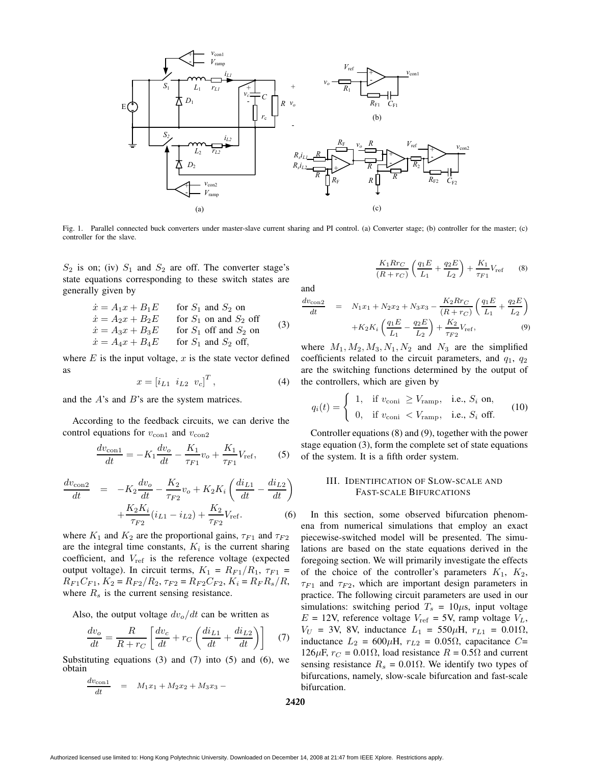Fig. 1. Parallel connected buck converters under master-slave current sharing and PI control. (a) Converter stage; (b) controller for the master; (c) controller for the slave.

$S_2$ is on; (iv) $S_1$ and $S_2$ are off. The converter stage's state equations corresponding to these switch states are generally given by

$$\begin{array}{ll} \dot{x} = A_1 x + B_1 E & \text{for } S_1 \text{ and } S_2 \text{ on} \\ \dot{x} = A_2 x + B_2 E & \text{for } S_1 \text{ on and } S_2 \text{ off} \\ \dot{x} = A_3 x + B_3 E & \text{for } S_1 \text{ off and } S_2 \text{ on} \\ \dot{x} = A_4 x + B_4 E & \text{for } S_1 \text{ and } S_2 \text{ off,} \end{array} \qquad (3)$$

where $E$ is the input voltage, $x$ is the state vector defined as

$$x = [i_{L1} \;\; i_{L2} \;\; v_c]^T, \qquad (4)$$

and the $A$'s and $B$'s are the system matrices.

According to the feedback circuits, we can derive the control equations for $v_{\text{con1}}$ and $v_{\text{con2}}$

$$\frac{dv_{\text{con1}}}{dt} = -K_1 \frac{dv_o}{dt} - \frac{K_1}{\tau_{F1}} v_o + \frac{K_1}{\tau_{F1}} V_{\text{ref}}, \qquad (5)$$

$$\begin{aligned} \frac{dv_{\text{con2}}}{dt} &= -K_2 \frac{dv_o}{dt} - \frac{K_2}{\tau_{F2}} v_o + K_2 K_i \left( \frac{di_{L1}}{dt} - \frac{di_{L2}}{dt} \right) \\ &\quad + \frac{K_2 K_i}{\tau_{F2}} (i_{L1} - i_{L2}) + \frac{K_2}{\tau_{F2}} V_{\text{ref}}. \end{aligned} \qquad (6)$$

where $K_1$ and $K_2$ are the proportional gains, $\tau_{F1}$ and $\tau_{F2}$ are the integral time constants, $K_i$ is the current sharing coefficient, and $V_{\text{ref}}$ is the reference voltage (expected output voltage). In circuit terms, $K_1 = R_{F1}/R_1$, $\tau_{F1} = R_{F1}C_{F1}$, $K_2 = R_{F2}/R_2$, $\tau_{F2} = R_{F2}C_{F2}$, $K_i = R_F R_s/R$, where $R_s$ is the current sensing resistance.

Also, the output voltage $dv_o/dt$ can be written as

$$\frac{dv_o}{dt} = \frac{R}{R + r_C} \left[ \frac{dv_c}{dt} + r_C \left( \frac{di_{L1}}{dt} + \frac{di_{L2}}{dt} \right) \right] \qquad (7)$$

Substituting equations (3) and (7) into (5) and (6), we obtain

$$\begin{aligned} \frac{dv_{\text{con1}}}{dt} &= M_1 x_1 + M_2 x_2 + M_3 x_3 - \\ &\quad \frac{K_1 R r_C}{(R + r_C)} \left( \frac{q_1 E}{L_1} + \frac{q_2 E}{L_2} \right) + \frac{K_1}{\tau_{F1}} V_{\text{ref}} \end{aligned} \qquad (8)$$

and

$$\begin{aligned} \frac{dv_{\text{con2}}}{dt} &= N_1 x_1 + N_2 x_2 + N_3 x_3 - \frac{K_2 R r_C}{(R + r_C)} \left( \frac{q_1 E}{L_1} + \frac{q_2 E}{L_2} \right) \\ &\quad + K_2 K_i \left( \frac{q_1 E}{L_1} - \frac{q_2 E}{L_2} \right) + \frac{K_2}{\tau_{F2}} V_{\text{ref}}, \end{aligned} \qquad (9)$$

where $M_1, M_2, M_3, N_1, N_2$ and $N_3$ are the simplified coefficients related to the circuit parameters, and $q_1$, $q_2$ are the switching functions determined by the output of the controllers, which are given by

$$q_i(t) = \begin{cases} 1, & \text{if } v_{\text{coni}} \geq V_{\text{ramp}}, \quad \text{i.e., } S_i \text{ on,} \\ 0, & \text{if } v_{\text{coni}} < V_{\text{ramp}}, \quad \text{i.e., } S_i \text{ off.} \end{cases} \qquad (10)$$

Controller equations (8) and (9), together with the power stage equation (3), form the complete set of state equations of the system. It is a fifth order system.

## III. Identification of Slow-scale and Fast-scale Bifurcations

In this section, some observed bifurcation phenomena from numerical simulations that employ an exact piecewise-switched model will be presented. The simulations are based on the state equations derived in the foregoing section. We will primarily investigate the effects of the choice of the controller's parameters $K_1$, $K_2$, $\tau_{F1}$ and $\tau_{F2}$, which are important design parameters in practice. The following circuit parameters are used in our simulations: switching period $T_s$ = 10$\mu$s, input voltage $E$ = 12V, reference voltage $V_{\text{ref}}$ = 5V, ramp voltage $V_L$, $V_U$ = 3V, 8V, inductance $L_1$ = 550$\mu$H, $r_{L1}$ = 0.01$\Omega$, inductance $L_2$ = 600$\mu$H, $r_{L2}$ = 0.05$\Omega$, capacitance $C$= 126$\mu$F, $r_C$ = 0.01$\Omega$, load resistance $R$ = 0.5$\Omega$ and current sensing resistance $R_s$ = 0.01$\Omega$. We identify two types of bifurcations, namely, slow-scale bifurcation and fast-scale bifurcation.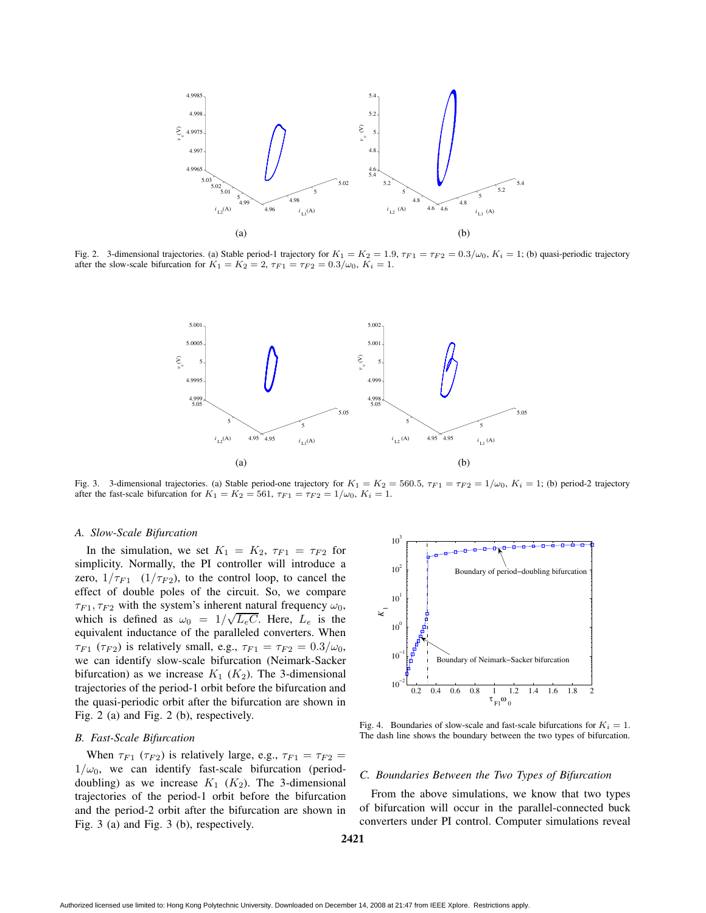Fig. 2. 3-dimensional trajectories. (a) Stable period-1 trajectory for $K_1 = K_2 = 1.9$, $\tau_{F1} = \tau_{F2} = 0.3/\omega_0$, $K_i = 1$; (b) quasi-periodic trajectory after the slow-scale bifurcation for $K_1 = K_2 = 2$, $\tau_{F1} = \tau_{F2} = 0.3/\omega_0$, $K_i = 1$.

Fig. 3. 3-dimensional trajectories. (a) Stable period-one trajectory for $K_1 = K_2 = 560.5$, $\tau_{F1} = \tau_{F2} = 1/\omega_0$, $K_i = 1$; (b) period-2 trajectory after the fast-scale bifurcation for $K_1 = K_2 = 561$, $\tau_{F1} = \tau_{F2} = 1/\omega_0$, $K_i = 1$.

### A. Slow-Scale Bifurcation

In the simulation, we set $K_1 = K_2$, $\tau_{F1} = \tau_{F2}$ for simplicity. Normally, the PI controller will introduce a zero, $1/\tau_{F1}$ $(1/\tau_{F2})$, to the control loop, to cancel the effect of double poles of the circuit. So, we compare $\tau_{F1}, \tau_{F2}$ with the system's inherent natural frequency $\omega_0$, which is defined as $\omega_0 = 1/\sqrt{L_e C}$. Here, $L_e$ is the equivalent inductance of the paralleled converters. When $\tau_{F1}$ $(\tau_{F2})$ is relatively small, e.g., $\tau_{F1} = \tau_{F2} = 0.3/\omega_0$, we can identify slow-scale bifurcation (Neimark-Sacker bifurcation) as we increase $K_1$ $(K_2)$. The 3-dimensional trajectories of the period-1 orbit before the bifurcation and the quasi-periodic orbit after the bifurcation are shown in Fig. 2 (a) and Fig. 2 (b), respectively.

### B. Fast-Scale Bifurcation

When $\tau_{F1}$ $(\tau_{F2})$ is relatively large, e.g., $\tau_{F1} = \tau_{F2} = 1/\omega_0$, we can identify fast-scale bifurcation (period-doubling) as we increase $K_1$ $(K_2)$. The 3-dimensional trajectories of the period-1 orbit before the bifurcation and the period-2 orbit after the bifurcation are shown in Fig. 3 (a) and Fig. 3 (b), respectively.

Fig. 4. Boundaries of slow-scale and fast-scale bifurcations for $K_i = 1$. The dash line shows the boundary between the two types of bifurcation.

### C. Boundaries Between the Two Types of Bifurcation

From the above simulations, we know that two types of bifurcation will occur in the parallel-connected buck converters under PI control. Computer simulations reveal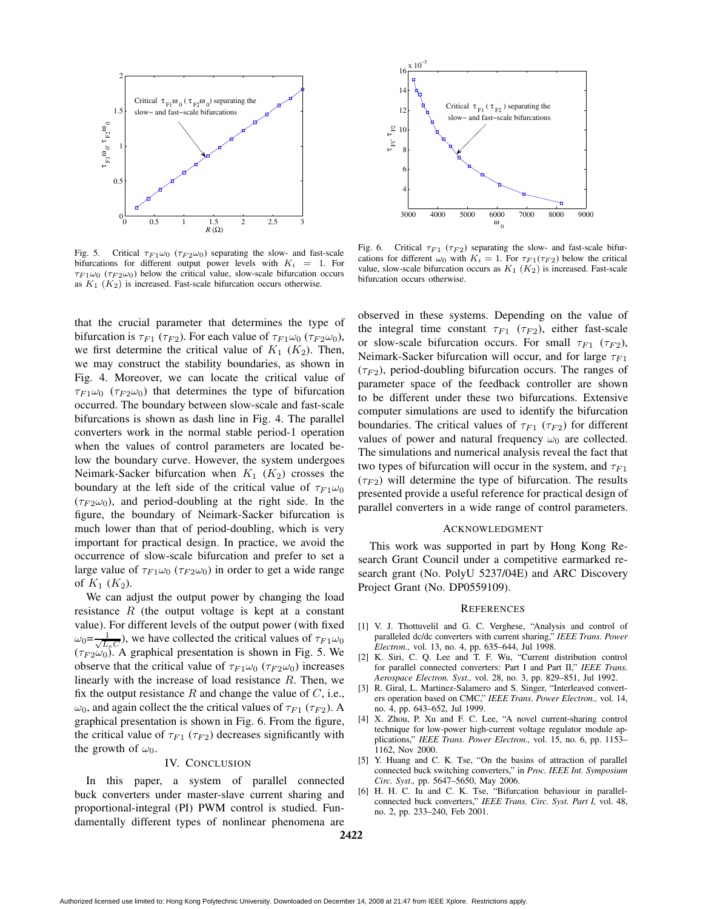2

1.5

1

0.5

0

0 0.5 1 1.5 2 2.5 3

$R\ (\Omega)$

$\tau_{F1}\omega_0,\ \tau_{F2}\omega_0$

Critical $\tau_{F1}\omega_0$ ( $\tau_{F2}\omega_0$ ) separating the slow− and fast−scale bifurcations

Fig. 5. Critical $\tau_{F1}\omega_0$ ($\tau_{F2}\omega_0$) separating the slow- and fast-scale bifurcations for different output power levels with $K_i = 1$. For $\tau_{F1}\omega_0$ ($\tau_{F2}\omega_0$) below the critical value, slow-scale bifurcation occurs as $K_1$ ($K_2$) is increased. Fast-scale bifurcation occurs otherwise.

x $10^{-5}$

16

14

12

10

8

6

4

3000 4000 5000 6000 7000 8000 9000

$\omega_0$

$\tau_{F1},\ \tau_{F2}$

Critical $\tau_{F1}$ ( $\tau_{F2}$ ) separating the slow− and fast−scale bifurcations

Fig. 6. Critical $\tau_{F1}$ ($\tau_{F2}$) separating the slow- and fast-scale bifurcations for different $\omega_0$ with $K_i = 1$. For $\tau_{F1}(\tau_{F2})$ below the critical value, slow-scale bifurcation occurs as $K_1$ ($K_2$) is increased. Fast-scale bifurcation occurs otherwise.

that the crucial parameter that determines the type of bifurcation is $\tau_{F1}$ ($\tau_{F2}$). For each value of $\tau_{F1}\omega_0$ ($\tau_{F2}\omega_0$), we first determine the critical value of $K_1$ ($K_2$). Then, we may construct the stability boundaries, as shown in Fig. 4. Moreover, we can locate the critical value of $\tau_{F1}\omega_0$ ($\tau_{F2}\omega_0$) that determines the type of bifurcation occurred. The boundary between slow-scale and fast-scale bifurcations is shown as dash line in Fig. 4. The parallel converters work in the normal stable period-1 operation when the values of control parameters are located below the boundary curve. However, the system undergoes Neimark-Sacker bifurcation when $K_1$ ($K_2$) crosses the boundary at the left side of the critical value of $\tau_{F1}\omega_0$ ($\tau_{F2}\omega_0$), and period-doubling at the right side. In the figure, the boundary of Neimark-Sacker bifurcation is much lower than that of period-doubling, which is very important for practical design. In practice, we avoid the occurrence of slow-scale bifurcation and prefer to set a large value of $\tau_{F1}\omega_0$ ($\tau_{F2}\omega_0$) in order to get a wide range of $K_1$ ($K_2$).

We can adjust the output power by changing the load resistance $R$ (the output voltage is kept at a constant value). For different levels of the output power (with fixed $\omega_0=\frac{1}{\sqrt{L_e C}}$), we have collected the critical values of $\tau_{F1}\omega_0$ ($\tau_{F2}\omega_0$). A graphical presentation is shown in Fig. 5. We observe that the critical value of $\tau_{F1}\omega_0$ ($\tau_{F2}\omega_0$) increases linearly with the increase of load resistance $R$. Then, we fix the output resistance $R$ and change the value of $C$, i.e., $\omega_0$, and again collect the the critical values of $\tau_{F1}$ ($\tau_{F2}$). A graphical presentation is shown in Fig. 6. From the figure, the critical value of $\tau_{F1}$ ($\tau_{F2}$) decreases significantly with the growth of $\omega_0$.

## IV. Conclusion

In this paper, a system of parallel connected buck converters under master-slave current sharing and proportional-integral (PI) PWM control is studied. Fundamentally different types of nonlinear phenomena are observed in these systems. Depending on the value of the integral time constant $\tau_{F1}$ ($\tau_{F2}$), either fast-scale or slow-scale bifurcation occurs. For small $\tau_{F1}$ ($\tau_{F2}$), Neimark-Sacker bifurcation will occur, and for large $\tau_{F1}$ ($\tau_{F2}$), period-doubling bifurcation occurs. The ranges of parameter space of the feedback controller are shown to be different under these two bifurcations. Extensive computer simulations are used to identify the bifurcation boundaries. The critical values of $\tau_{F1}$ ($\tau_{F2}$) for different values of power and natural frequency $\omega_0$ are collected. The simulations and numerical analysis reveal the fact that two types of bifurcation will occur in the system, and $\tau_{F1}$ ($\tau_{F2}$) will determine the type of bifurcation. The results presented provide a useful reference for practical design of parallel converters in a wide range of control parameters.

## Acknowledgment

This work was supported in part by Hong Kong Research Grant Council under a competitive earmarked research grant (No. PolyU 5237/04E) and ARC Discovery Project Grant (No. DP0559109).

## References

[1] V. J. Thottuvelil and G. C. Verghese, "Analysis and control of paralleled dc/dc converters with current sharing," *IEEE Trans. Power Electron.,* vol. 13, no. 4, pp. 635–644, Jul 1998.

[2] K. Siri, C. Q. Lee and T. F. Wu, "Current distribution control for parallel connected converters: Part I and Part II," *IEEE Trans. Aerospace Electron. Syst.,* vol. 28, no. 3, pp. 829–851, Jul 1992.

[3] R. Giral, L. Martinez-Salamero and S. Singer, "Interleaved converters operation based on CMC," *IEEE Trans. Power Electron.,* vol. 14, no. 4, pp. 643–652, Jul 1999.

[4] X. Zhou, P. Xu and F. C. Lee, "A novel current-sharing control technique for low-power high-current voltage regulator module applications," *IEEE Trans. Power Electron.,* vol. 15, no. 6, pp. 1153–1162, Nov 2000.

[5] Y. Huang and C. K. Tse, "On the basins of attraction of parallel connected buck switching converters," in *Proc. IEEE Int. Symposium Circ. Syst.,* pp. 5647–5650, May 2006.

[6] H. H. C. Iu and C. K. Tse, "Bifurcation behaviour in parallel-connected buck converters," *IEEE Trans. Circ. Syst. Part I,* vol. 48, no. 2, pp. 233–240, Feb 2001.